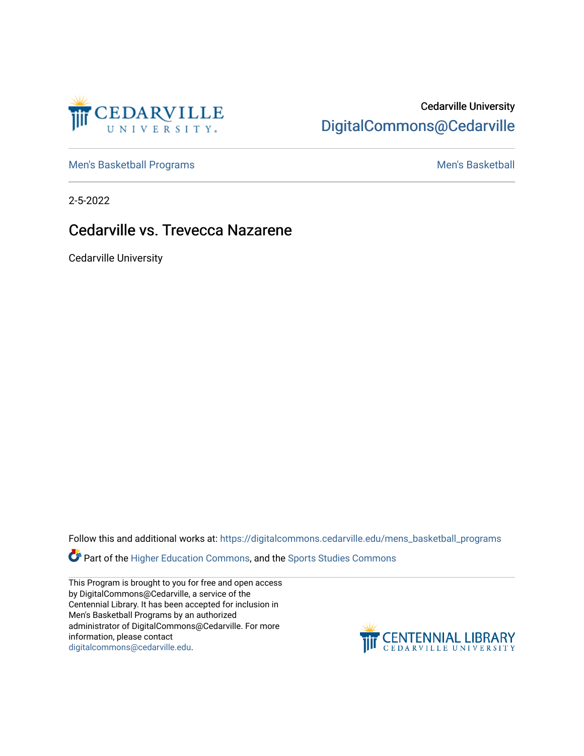Cedarville University
DigitalCommons@Cedarville

Men's Basketball Programs | Men's Basketball

2-5-2022

# Cedarville vs. Trevecca Nazarene

Cedarville University

Follow this and additional works at: https://digitalcommons.cedarville.edu/mens_basketball_programs

Part of the Higher Education Commons, and the Sports Studies Commons

This Program is brought to you for free and open access by DigitalCommons@Cedarville, a service of the Centennial Library. It has been accepted for inclusion in Men's Basketball Programs by an authorized administrator of DigitalCommons@Cedarville. For more information, please contact digitalcommons@cedarville.edu.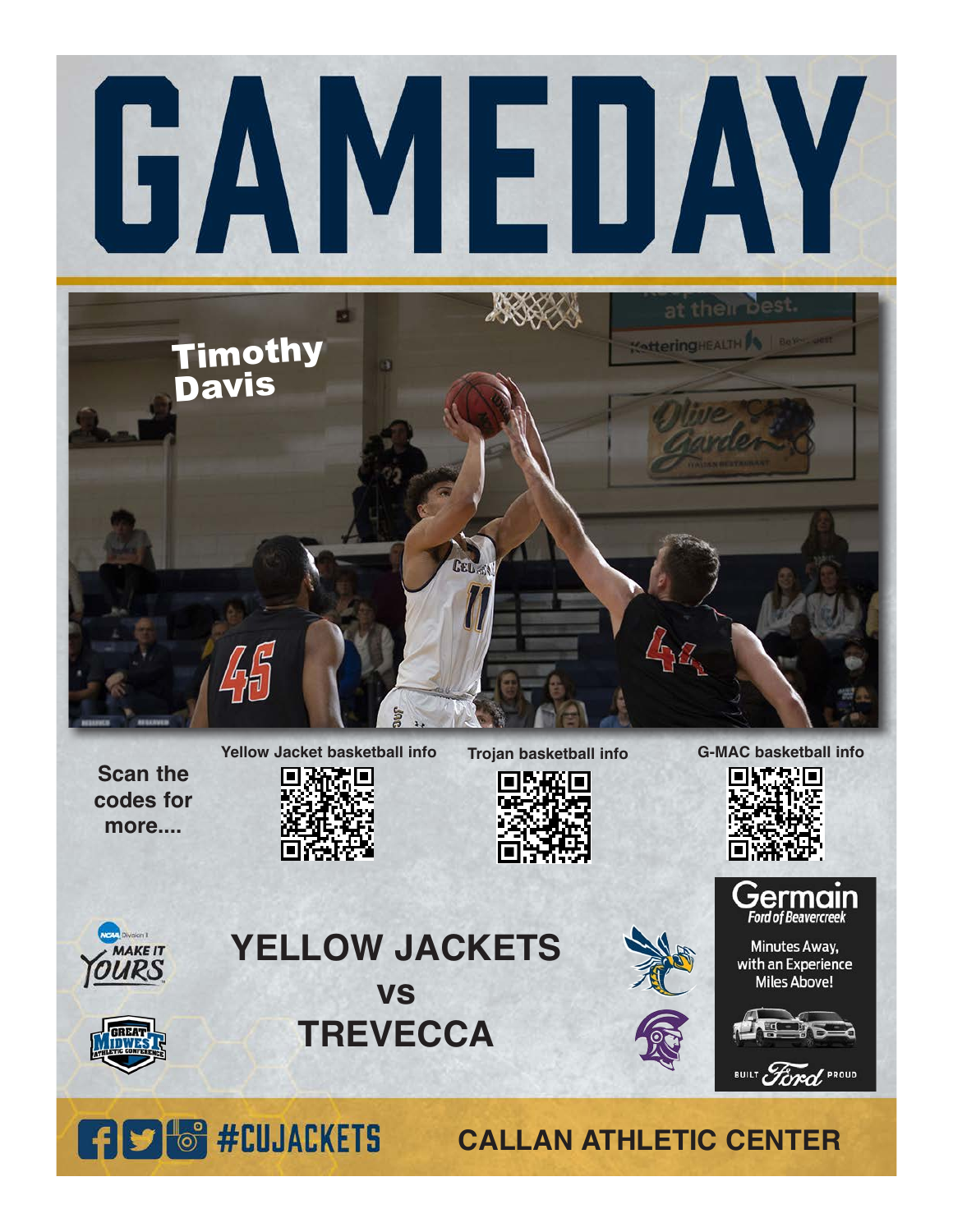# GAMEDAY

Timothy Davis

Scan the codes for more....

Yellow Jacket basketball info

Trojan basketball info

G-MAC basketball info

## YELLOW JACKETS

## vs

## TREVECCA

Germain
Ford of Beavercreek

Minutes Away, with an Experience Miles Above!

BUILT Ford PROUD

NCAA Division II MAKE IT YOURS

GREAT MIDWEST ATHLETIC CONFERENCE

#CUJACKETS

CALLAN ATHLETIC CENTER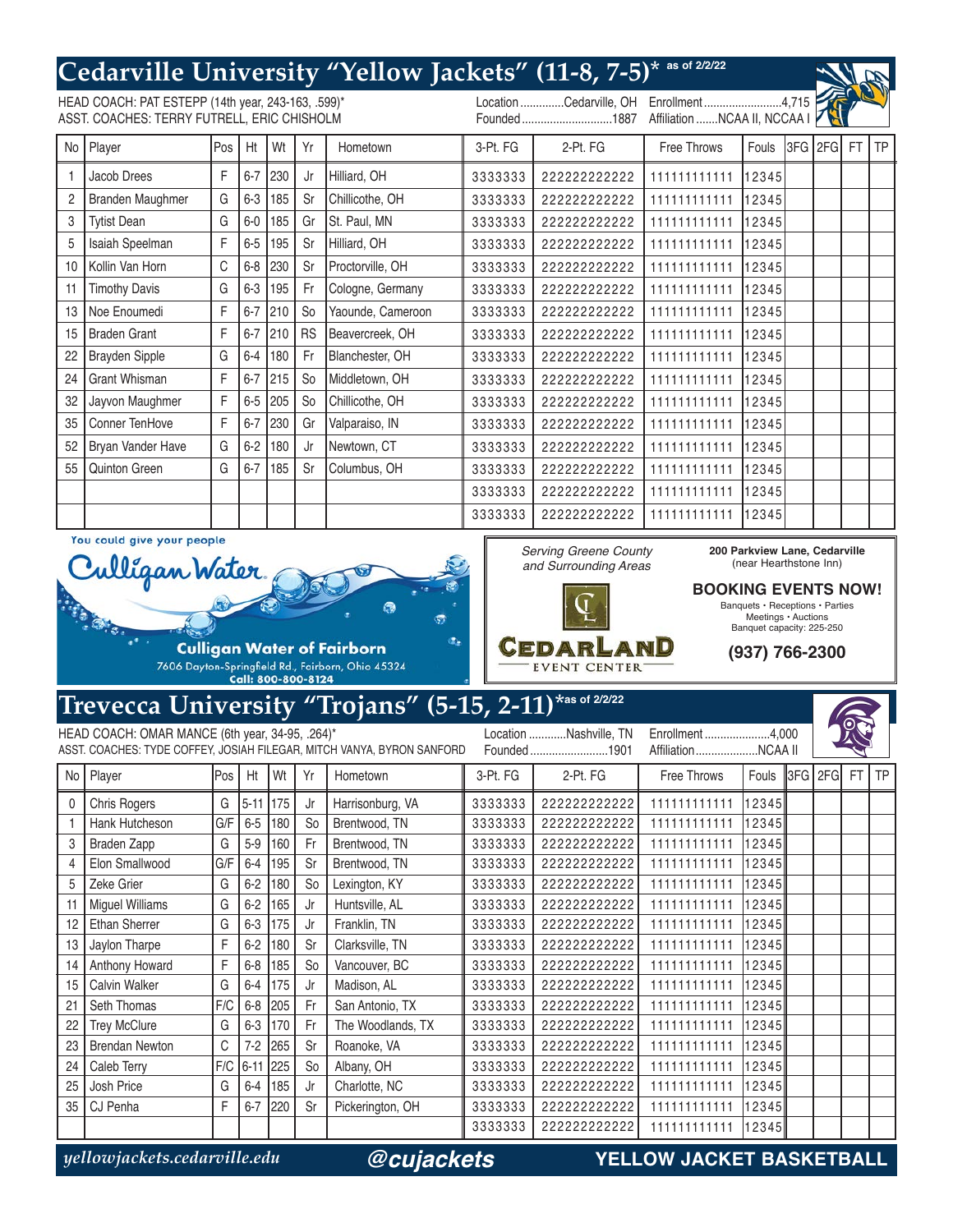# Cedarville University "Yellow Jackets" (11-8, 7-5)* as of 2/2/22

HEAD COACH: PAT ESTEPP (14th year, 243-163, .599)*
ASST. COACHES: TERRY FUTRELL, ERIC CHISHOLM

Location ..............Cedarville, OH
Founded ..............................1887
Enrollment .........................4,715
Affiliation .......NCAA II, NCCAA I

| No | Player | Pos | Ht | Wt | Yr | Hometown | 3-Pt. FG | 2-Pt. FG | Free Throws | Fouls | 3FG | 2FG | FT | TP |
|---|---|---|---|---|---|---|---|---|---|---|---|---|---|---|
| 1 | Jacob Drees | F | 6-7 | 230 | Jr | Hilliard, OH | 3333333 | 222222222222 | 11111111111 | 12345 | | | | |
| 2 | Branden Maughmer | G | 6-3 | 185 | Sr | Chillicothe, OH | 3333333 | 222222222222 | 11111111111 | 12345 | | | | |
| 3 | Tytist Dean | G | 6-0 | 185 | Gr | St. Paul, MN | 3333333 | 222222222222 | 11111111111 | 12345 | | | | |
| 5 | Isaiah Speelman | F | 6-5 | 195 | Sr | Hilliard, OH | 3333333 | 222222222222 | 11111111111 | 12345 | | | | |
| 10 | Kollin Van Horn | C | 6-8 | 230 | Sr | Proctorville, OH | 3333333 | 222222222222 | 11111111111 | 12345 | | | | |
| 11 | Timothy Davis | G | 6-3 | 195 | Fr | Cologne, Germany | 3333333 | 222222222222 | 11111111111 | 12345 | | | | |
| 13 | Noe Enoumedi | F | 6-7 | 210 | So | Yaounde, Cameroon | 3333333 | 222222222222 | 11111111111 | 12345 | | | | |
| 15 | Braden Grant | F | 6-7 | 210 | RS | Beavercreek, OH | 3333333 | 222222222222 | 11111111111 | 12345 | | | | |
| 22 | Brayden Sipple | G | 6-4 | 180 | Fr | Blanchester, OH | 3333333 | 222222222222 | 11111111111 | 12345 | | | | |
| 24 | Grant Whisman | F | 6-7 | 215 | So | Middletown, OH | 3333333 | 222222222222 | 11111111111 | 12345 | | | | |
| 32 | Jayvon Maughmer | F | 6-5 | 205 | So | Chillicothe, OH | 3333333 | 222222222222 | 11111111111 | 12345 | | | | |
| 35 | Conner TenHove | F | 6-7 | 230 | Gr | Valparaiso, IN | 3333333 | 222222222222 | 11111111111 | 12345 | | | | |
| 52 | Bryan Vander Have | G | 6-2 | 180 | Jr | Newtown, CT | 3333333 | 222222222222 | 11111111111 | 12345 | | | | |
| 55 | Quinton Green | G | 6-7 | 185 | Sr | Columbus, OH | 3333333 | 222222222222 | 11111111111 | 12345 | | | | |
| | | | | | | | 3333333 | 222222222222 | 11111111111 | 12345 | | | | |
| | | | | | | | 3333333 | 222222222222 | 11111111111 | 12345 | | | | |

You could give your people Culligan Water.
**Culligan Water of Fairborn**
7606 Dayton-Springfield Rd., Fairborn, Ohio 45324
Call: 800-800-8124

*Serving Greene County and Surrounding Areas*

CEDARLAND EVENT CENTER

**200 Parkview Lane, Cedarville**
(near Hearthstone Inn)

**BOOKING EVENTS NOW!**
Banquets • Receptions • Parties
Meetings • Auctions
Banquet capacity: 225-250

**(937) 766-2300**

# Trevecca University "Trojans" (5-15, 2-11)*as of 2/2/22

HEAD COACH: OMAR MANCE (6th year, 34-95, .264)*
ASST. COACHES: TYDE COFFEY, JOSIAH FILEGAR, MITCH VANYA, BYRON SANFORD

Location ............Nashville, TN
Founded .........................1901
Enrollment .....................4,000
Affiliation ....................NCAA II

| No | Player | Pos | Ht | Wt | Yr | Hometown | 3-Pt. FG | 2-Pt. FG | Free Throws | Fouls | 3FG | 2FG | FT | TP |
|---|---|---|---|---|---|---|---|---|---|---|---|---|---|---|
| 0 | Chris Rogers | G | 5-11 | 175 | Jr | Harrisonburg, VA | 3333333 | 222222222222 | 11111111111 | 12345 | | | | |
| 1 | Hank Hutcheson | G/F | 6-5 | 180 | So | Brentwood, TN | 3333333 | 222222222222 | 11111111111 | 12345 | | | | |
| 3 | Braden Zapp | G | 5-9 | 160 | Fr | Brentwood, TN | 3333333 | 222222222222 | 11111111111 | 12345 | | | | |
| 4 | Elon Smallwood | G/F | 6-4 | 195 | Sr | Brentwood, TN | 3333333 | 222222222222 | 11111111111 | 12345 | | | | |
| 5 | Zeke Grier | G | 6-2 | 180 | So | Lexington, KY | 3333333 | 222222222222 | 11111111111 | 12345 | | | | |
| 11 | Miguel Williams | G | 6-2 | 165 | Jr | Huntsville, AL | 3333333 | 222222222222 | 11111111111 | 12345 | | | | |
| 12 | Ethan Sherrer | G | 6-3 | 175 | Jr | Franklin, TN | 3333333 | 222222222222 | 11111111111 | 12345 | | | | |
| 13 | Jaylon Tharpe | F | 6-2 | 180 | Sr | Clarksville, TN | 3333333 | 222222222222 | 11111111111 | 12345 | | | | |
| 14 | Anthony Howard | F | 6-8 | 185 | So | Vancouver, BC | 3333333 | 222222222222 | 11111111111 | 12345 | | | | |
| 15 | Calvin Walker | G | 6-4 | 175 | Jr | Madison, AL | 3333333 | 222222222222 | 11111111111 | 12345 | | | | |
| 21 | Seth Thomas | F/C | 6-8 | 205 | Fr | San Antonio, TX | 3333333 | 222222222222 | 11111111111 | 12345 | | | | |
| 22 | Trey McClure | G | 6-3 | 170 | Fr | The Woodlands, TX | 3333333 | 222222222222 | 11111111111 | 12345 | | | | |
| 23 | Brendan Newton | C | 7-2 | 265 | Sr | Roanoke, VA | 3333333 | 222222222222 | 11111111111 | 12345 | | | | |
| 24 | Caleb Terry | F/C | 6-11 | 225 | So | Albany, OH | 3333333 | 222222222222 | 11111111111 | 12345 | | | | |
| 25 | Josh Price | G | 6-4 | 185 | Jr | Charlotte, NC | 3333333 | 222222222222 | 11111111111 | 12345 | | | | |
| 35 | CJ Penha | F | 6-7 | 220 | Sr | Pickerington, OH | 3333333 | 222222222222 | 11111111111 | 12345 | | | | |
| | | | | | | | 3333333 | 222222222222 | 11111111111 | 12345 | | | | |

*yellowjackets.cedarville.edu* **@cujackets** **YELLOW JACKET BASKETBALL**